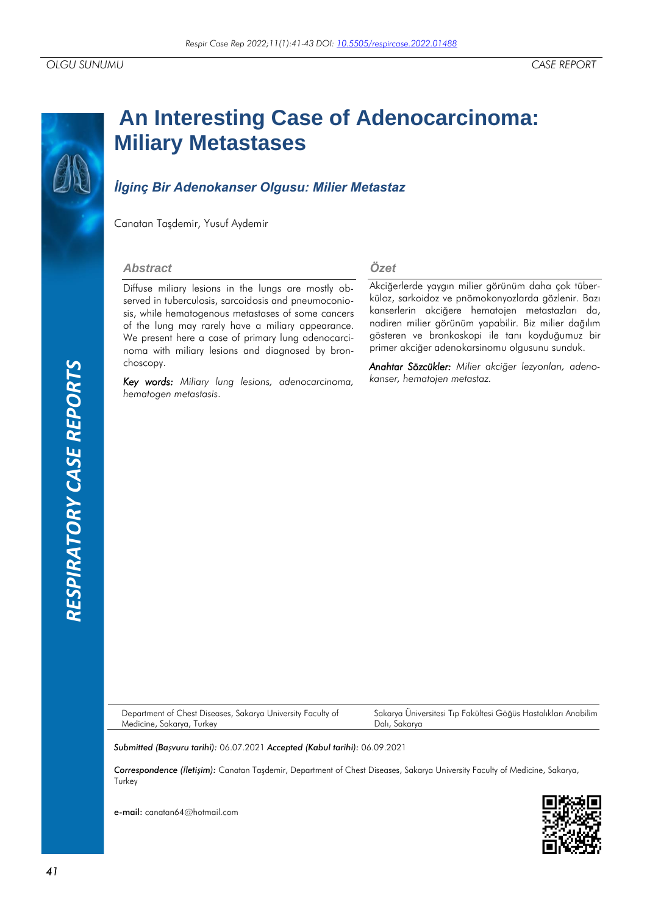OLGU SUNUMU

CASE REPORT

# An Interesting Case of Adenocarcinoma: Miliary Metastases

## *İlginç Bir Adenokanser Olgusu: Milier Metastaz*

Canatan Taşdemir, Yusuf Aydemir

### Abstract

Diffuse miliary lesions in the lungs are mostly observed in tuberculosis, sarcoidosis and pneumoconiosis, while hematogenous metastases of some cancers of the lung may rarely have a miliary appearance. We present here a case of primary lung adenocarcinoma with miliary lesions and diagnosed by bronchoscopy.

*Key words: Miliary lung lesions, adenocarcinoma, hematogen metastasis.*

### Özet

Akciğerlerde yaygın milier görünüm daha çok tüberküloz, sarkoidoz ve pnömokonyozlarda gözlenir. Bazı kanserlerin akciğere hematojen metastazları da, nadiren milier görünüm yapabilir. Biz milier dağılım gösteren ve bronkoskopi ile tanı koyduğumuz bir primer akciğer adenokarsinomu olgusunu sunduk.

*Anahtar Sözcükler: Milier akciğer lezyonları, adenokanser, hematojen metastaz.*

Department of Chest Diseases, Sakarya University Faculty of Medicine, Sakarya, Turkey

Sakarya Üniversitesi Tıp Fakültesi Göğüs Hastalıkları Anabilim Dalı, Sakarya

***Submitted (Başvuru tarihi):*** 06.07.2021 ***Accepted (Kabul tarihi):*** 06.09.2021

***Correspondence (İletişim):*** Canatan Taşdemir, Department of Chest Diseases, Sakarya University Faculty of Medicine, Sakarya, Turkey

**e-mail:** canatan64@hotmail.com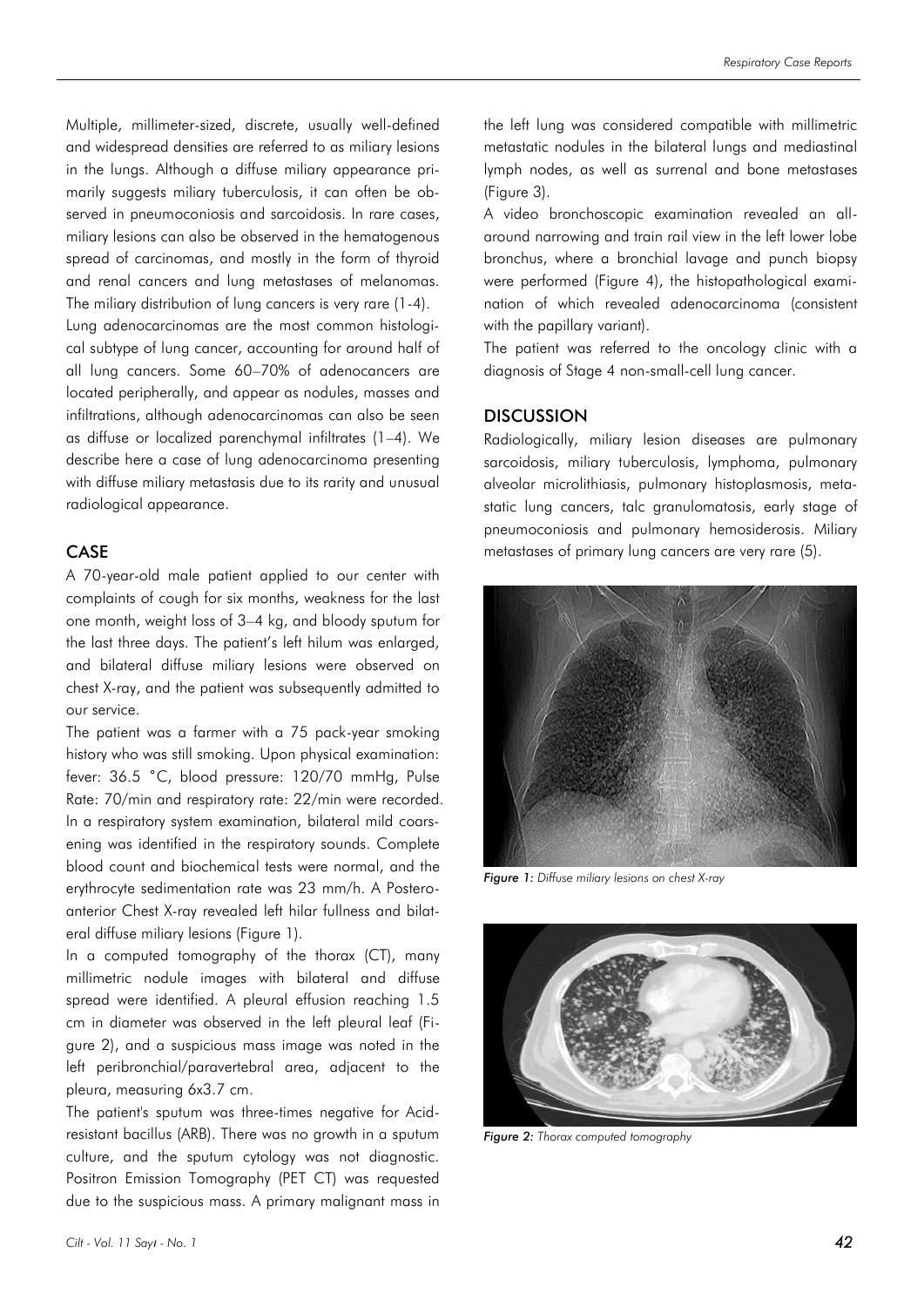Multiple, millimeter-sized, discrete, usually well-defined and widespread densities are referred to as miliary lesions in the lungs. Although a diffuse miliary appearance primarily suggests miliary tuberculosis, it can often be observed in pneumoconiosis and sarcoidosis. In rare cases, miliary lesions can also be observed in the hematogenous spread of carcinomas, and mostly in the form of thyroid and renal cancers and lung metastases of melanomas. The miliary distribution of lung cancers is very rare (1-4).

Lung adenocarcinomas are the most common histological subtype of lung cancer, accounting for around half of all lung cancers. Some 60–70% of adenocancers are located peripherally, and appear as nodules, masses and infiltrations, although adenocarcinomas can also be seen as diffuse or localized parenchymal infiltrates (1–4). We describe here a case of lung adenocarcinoma presenting with diffuse miliary metastasis due to its rarity and unusual radiological appearance.

## CASE

A 70-year-old male patient applied to our center with complaints of cough for six months, weakness for the last one month, weight loss of 3–4 kg, and bloody sputum for the last three days. The patient's left hilum was enlarged, and bilateral diffuse miliary lesions were observed on chest X-ray, and the patient was subsequently admitted to our service.

The patient was a farmer with a 75 pack-year smoking history who was still smoking. Upon physical examination: fever: 36.5 °C, blood pressure: 120/70 mmHg, Pulse Rate: 70/min and respiratory rate: 22/min were recorded. In a respiratory system examination, bilateral mild coarsening was identified in the respiratory sounds. Complete blood count and biochemical tests were normal, and the erythrocyte sedimentation rate was 23 mm/h. A Posteroanterior Chest X-ray revealed left hilar fullness and bilateral diffuse miliary lesions (Figure 1).

In a computed tomography of the thorax (CT), many millimetric nodule images with bilateral and diffuse spread were identified. A pleural effusion reaching 1.5 cm in diameter was observed in the left pleural leaf (Figure 2), and a suspicious mass image was noted in the left peribronchial/paravertebral area, adjacent to the pleura, measuring 6x3.7 cm.

The patient's sputum was three-times negative for Acid-resistant bacillus (ARB). There was no growth in a sputum culture, and the sputum cytology was not diagnostic. Positron Emission Tomography (PET CT) was requested due to the suspicious mass. A primary malignant mass in the left lung was considered compatible with millimetric metastatic nodules in the bilateral lungs and mediastinal lymph nodes, as well as surrenal and bone metastases (Figure 3).

A video bronchoscopic examination revealed an all-around narrowing and train rail view in the left lower lobe bronchus, where a bronchial lavage and punch biopsy were performed (Figure 4), the histopathological examination of which revealed adenocarcinoma (consistent with the papillary variant).

The patient was referred to the oncology clinic with a diagnosis of Stage 4 non-small-cell lung cancer.

## DISCUSSION

Radiologically, miliary lesion diseases are pulmonary sarcoidosis, miliary tuberculosis, lymphoma, pulmonary alveolar microlithiasis, pulmonary histoplasmosis, metastatic lung cancers, talc granulomatosis, early stage of pneumoconiosis and pulmonary hemosiderosis. Miliary metastases of primary lung cancers are very rare (5).

***Figure 1:*** *Diffuse miliary lesions on chest X-ray*

***Figure 2:*** *Thorax computed tomography*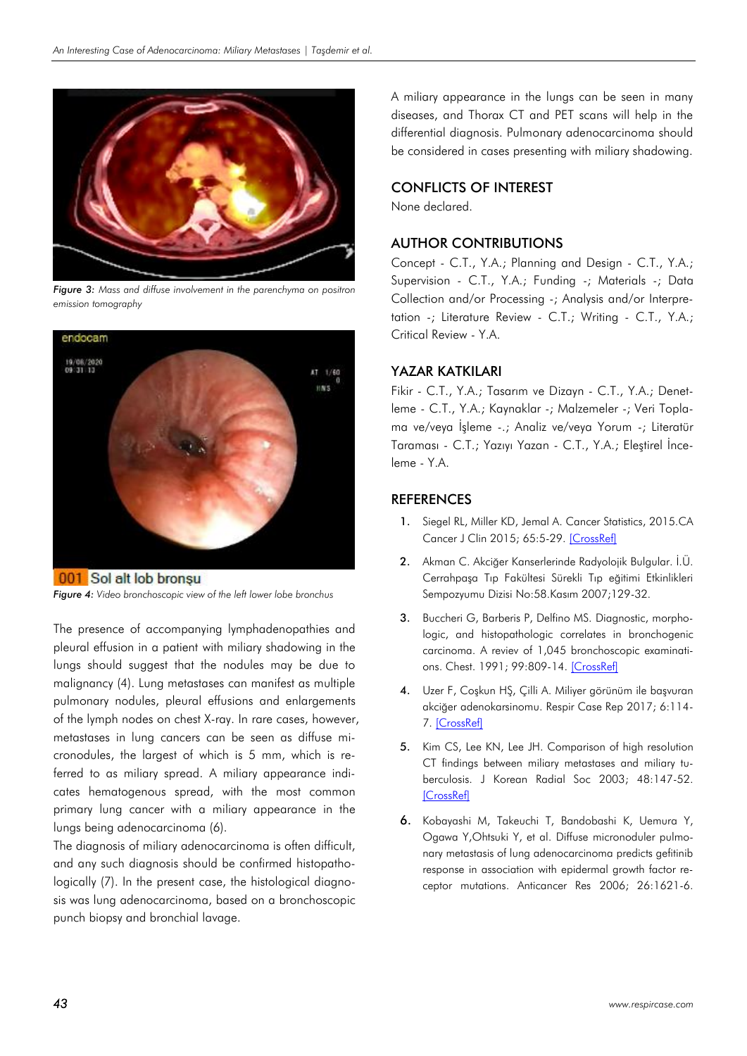*Figure 3: Mass and diffuse involvement in the parenchyma on positron emission tomography*

001 Sol alt lob bronşu

*Figure 4: Video bronchoscopic view of the left lower lobe bronchus*

The presence of accompanying lymphadenopathies and pleural effusion in a patient with miliary shadowing in the lungs should suggest that the nodules may be due to malignancy (4). Lung metastases can manifest as multiple pulmonary nodules, pleural effusions and enlargements of the lymph nodes on chest X-ray. In rare cases, however, metastases in lung cancers can be seen as diffuse micronodules, the largest of which is 5 mm, which is referred to as miliary spread. A miliary appearance indicates hematogenous spread, with the most common primary lung cancer with a miliary appearance in the lungs being adenocarcinoma (6).

The diagnosis of miliary adenocarcinoma is often difficult, and any such diagnosis should be confirmed histopathologically (7). In the present case, the histological diagnosis was lung adenocarcinoma, based on a bronchoscopic punch biopsy and bronchial lavage.

A miliary appearance in the lungs can be seen in many diseases, and Thorax CT and PET scans will help in the differential diagnosis. Pulmonary adenocarcinoma should be considered in cases presenting with miliary shadowing.

## CONFLICTS OF INTEREST

None declared.

## AUTHOR CONTRIBUTIONS

Concept - C.T., Y.A.; Planning and Design - C.T., Y.A.; Supervision - C.T., Y.A.; Funding -; Materials -; Data Collection and/or Processing -; Analysis and/or Interpretation -; Literature Review - C.T.; Writing - C.T., Y.A.; Critical Review - Y.A.

## YAZAR KATKILARI

Fikir - C.T., Y.A.; Tasarım ve Dizayn - C.T., Y.A.; Denetleme - C.T., Y.A.; Kaynaklar -; Malzemeler -; Veri Toplama ve/veya İşleme -.; Analiz ve/veya Yorum -; Literatür Taraması - C.T.; Yazıyı Yazan - C.T., Y.A.; Eleştirel İnceleme - Y.A.

## REFERENCES

1. Siegel RL, Miller KD, Jemal A. Cancer Statistics, 2015.CA Cancer J Clin 2015; 65:5-29. [CrossRef]
2. Akman C. Akciğer Kanserlerinde Radyolojik Bulgular. İ.Ü. Cerrahpaşa Tıp Fakültesi Sürekli Tıp eğitimi Etkinlikleri Sempozyumu Dizisi No:58.Kasım 2007;129-32.
3. Buccheri G, Barberis P, Delfino MS. Diagnostic, morphologic, and histopathologic correlates in bronchogenic carcinoma. A reviev of 1,045 bronchoscopic examinations. Chest. 1991; 99:809-14. [CrossRef]
4. Uzer F, Coşkun HŞ, Çilli A. Miliyer görünüm ile başvuran akciğer adenokarsinomu. Respir Case Rep 2017; 6:114-7. [CrossRef]
5. Kim CS, Lee KN, Lee JH. Comparison of high resolution CT findings between miliary metastases and miliary tuberculosis. J Korean Radiol Soc 2003; 48:147-52. [CrossRef]
6. Kobayashi M, Takeuchi T, Bandobashi K, Uemura Y, Ogawa Y,Ohtsuki Y, et al. Diffuse micronoduler pulmonary metastasis of lung adenocarcinoma predicts gefitinib response in association with epidermal growth factor receptor mutations. Anticancer Res 2006; 26:1621-6.